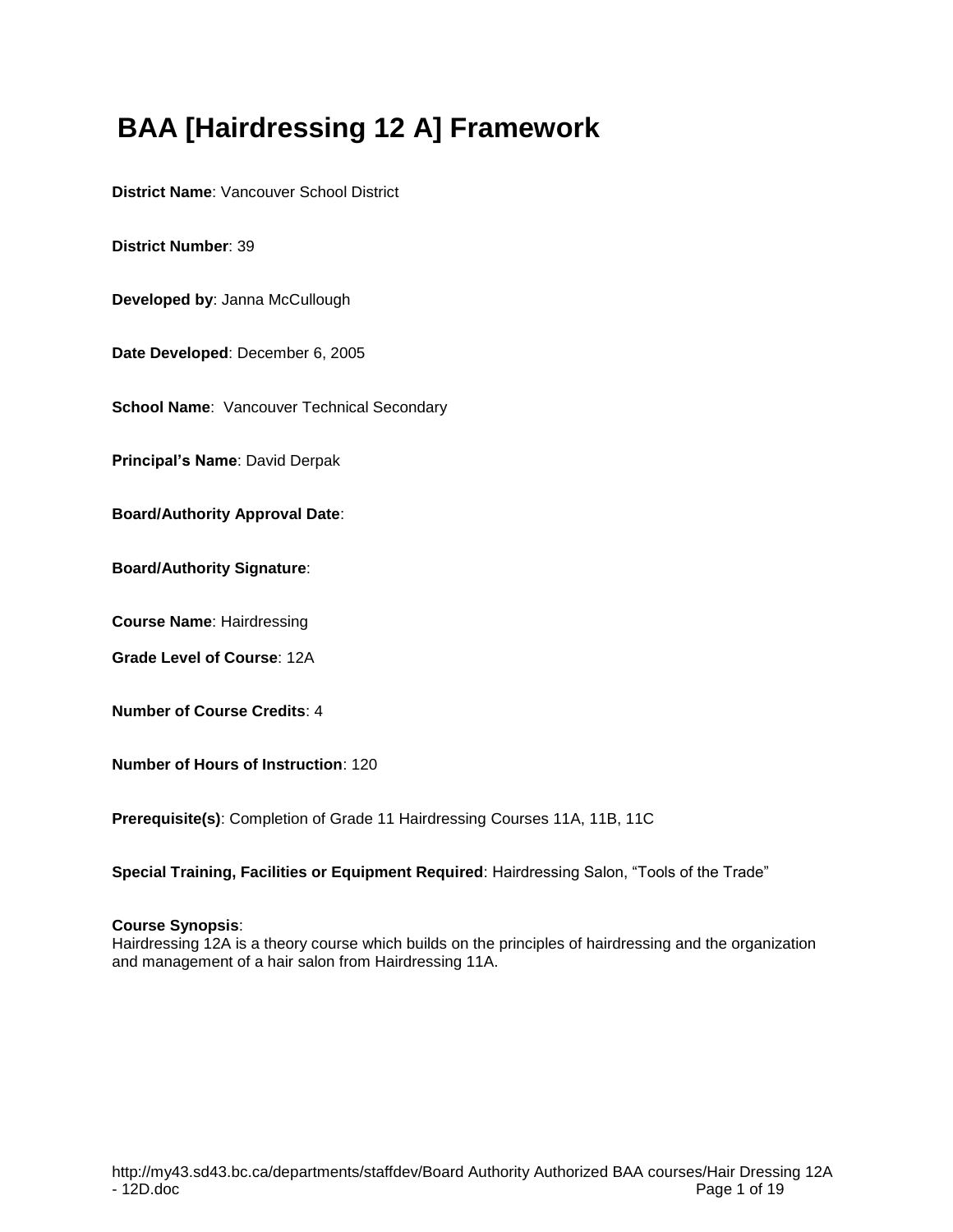# BAA [Hairdressing 12 A] Framework

**District Name**: Vancouver School District

**District Number**: 39

**Developed by**: Janna McCullough

**Date Developed**: December 6, 2005

**School Name**: Vancouver Technical Secondary

**Principal's Name**: David Derpak

**Board/Authority Approval Date**:

**Board/Authority Signature**:

**Course Name**: Hairdressing

**Grade Level of Course**: 12A

**Number of Course Credits**: 4

**Number of Hours of Instruction**: 120

**Prerequisite(s)**: Completion of Grade 11 Hairdressing Courses 11A, 11B, 11C

**Special Training, Facilities or Equipment Required**: Hairdressing Salon, "Tools of the Trade"

**Course Synopsis**:
Hairdressing 12A is a theory course which builds on the principles of hairdressing and the organization and management of a hair salon from Hairdressing 11A.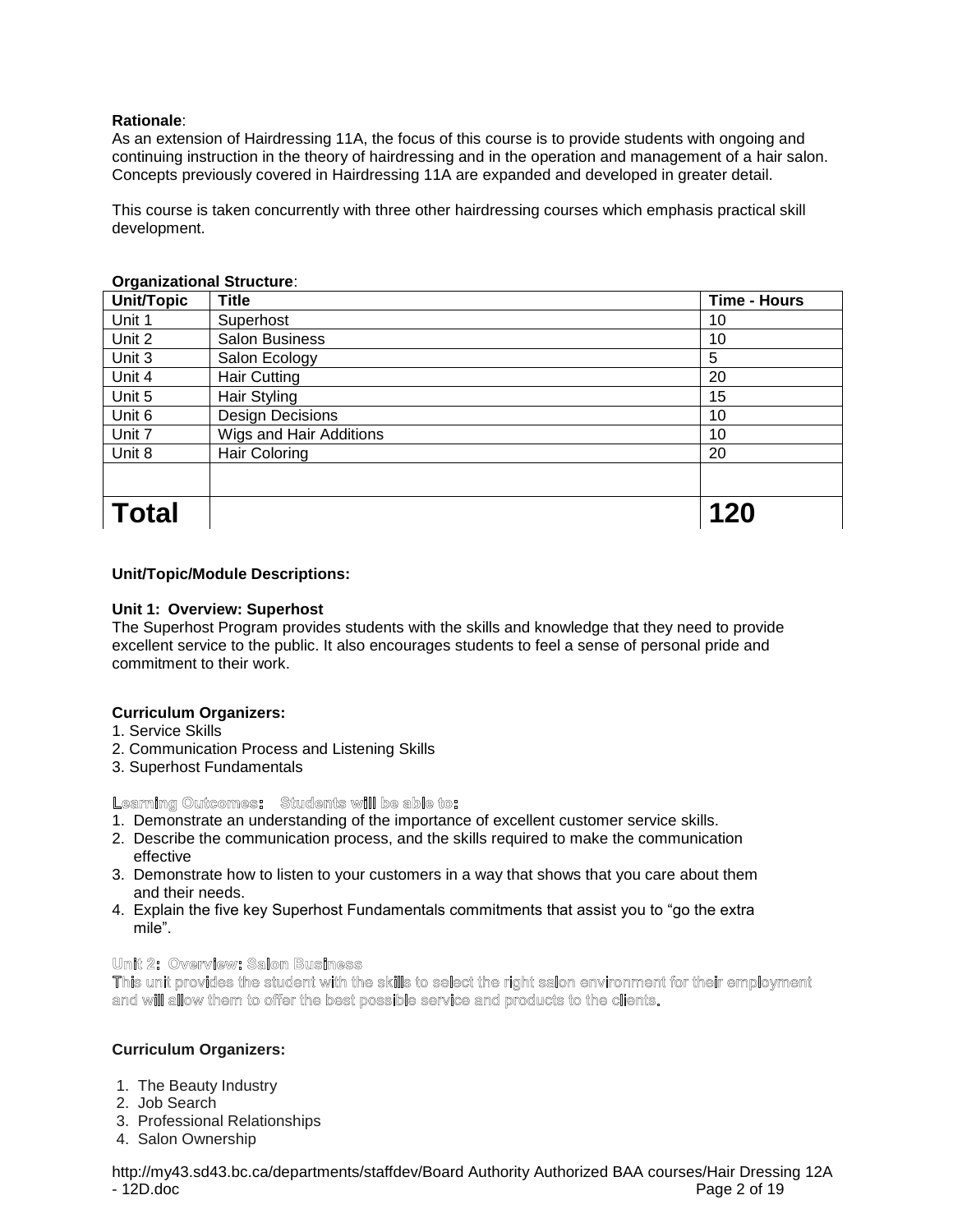**Rationale**:
As an extension of Hairdressing 11A, the focus of this course is to provide students with ongoing and continuing instruction in the theory of hairdressing and in the operation and management of a hair salon. Concepts previously covered in Hairdressing 11A are expanded and developed in greater detail.

This course is taken concurrently with three other hairdressing courses which emphasis practical skill development.

**Organizational Structure**:

| Unit/Topic | Title | Time - Hours |
|---|---|---|
| Unit 1 | Superhost | 10 |
| Unit 2 | Salon Business | 10 |
| Unit 3 | Salon Ecology | 5 |
| Unit 4 | Hair Cutting | 20 |
| Unit 5 | Hair Styling | 15 |
| Unit 6 | Design Decisions | 10 |
| Unit 7 | Wigs and Hair Additions | 10 |
| Unit 8 | Hair Coloring | 20 |
| | | |
| **Total** | | **120** |

**Unit/Topic/Module Descriptions:**

**Unit 1: Overview: Superhost**
The Superhost Program provides students with the skills and knowledge that they need to provide excellent service to the public. It also encourages students to feel a sense of personal pride and commitment to their work.

**Curriculum Organizers:**
1. Service Skills
2. Communication Process and Listening Skills
3. Superhost Fundamentals

**Learning Outcomes: Students will be able to:**
1. Demonstrate an understanding of the importance of excellent customer service skills.
2. Describe the communication process, and the skills required to make the communication effective
3. Demonstrate how to listen to your customers in a way that shows that you care about them and their needs.
4. Explain the five key Superhost Fundamentals commitments that assist you to "go the extra mile".

**Unit 2: Overview: Salon Business**
This unit provides the student with the skills to select the right salon environment for their employment and will allow them to offer the best possible service and products to the clients.

**Curriculum Organizers:**

1. The Beauty Industry
2. Job Search
3. Professional Relationships
4. Salon Ownership

http://my43.sd43.bc.ca/departments/staffdev/Board Authority Authorized BAA courses/Hair Dressing 12A - 12D.doc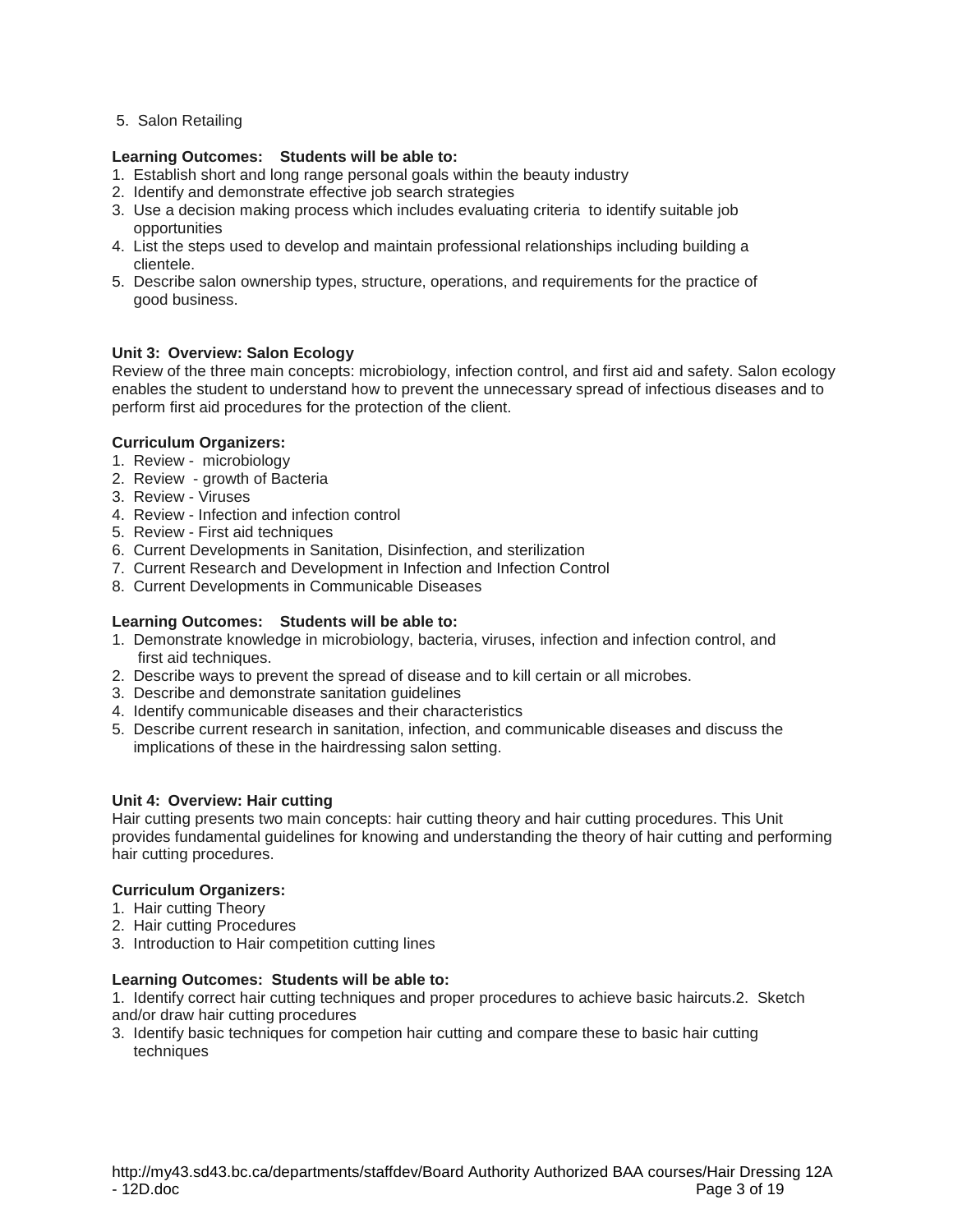5. Salon Retailing

**Learning Outcomes: Students will be able to:**

1. Establish short and long range personal goals within the beauty industry
2. Identify and demonstrate effective job search strategies
3. Use a decision making process which includes evaluating criteria to identify suitable job opportunities
4. List the steps used to develop and maintain professional relationships including building a clientele.
5. Describe salon ownership types, structure, operations, and requirements for the practice of good business.

**Unit 3: Overview: Salon Ecology**

Review of the three main concepts: microbiology, infection control, and first aid and safety. Salon ecology enables the student to understand how to prevent the unnecessary spread of infectious diseases and to perform first aid procedures for the protection of the client.

**Curriculum Organizers:**

1. Review - microbiology
2. Review - growth of Bacteria
3. Review - Viruses
4. Review - Infection and infection control
5. Review - First aid techniques
6. Current Developments in Sanitation, Disinfection, and sterilization
7. Current Research and Development in Infection and Infection Control
8. Current Developments in Communicable Diseases

**Learning Outcomes: Students will be able to:**

1. Demonstrate knowledge in microbiology, bacteria, viruses, infection and infection control, and first aid techniques.
2. Describe ways to prevent the spread of disease and to kill certain or all microbes.
3. Describe and demonstrate sanitation guidelines
4. Identify communicable diseases and their characteristics
5. Describe current research in sanitation, infection, and communicable diseases and discuss the implications of these in the hairdressing salon setting.

**Unit 4: Overview: Hair cutting**

Hair cutting presents two main concepts: hair cutting theory and hair cutting procedures. This Unit provides fundamental guidelines for knowing and understanding the theory of hair cutting and performing hair cutting procedures.

**Curriculum Organizers:**

1. Hair cutting Theory
2. Hair cutting Procedures
3. Introduction to Hair competition cutting lines

**Learning Outcomes: Students will be able to:**

1. Identify correct hair cutting techniques and proper procedures to achieve basic haircuts.2. Sketch and/or draw hair cutting procedures
3. Identify basic techniques for competion hair cutting and compare these to basic hair cutting techniques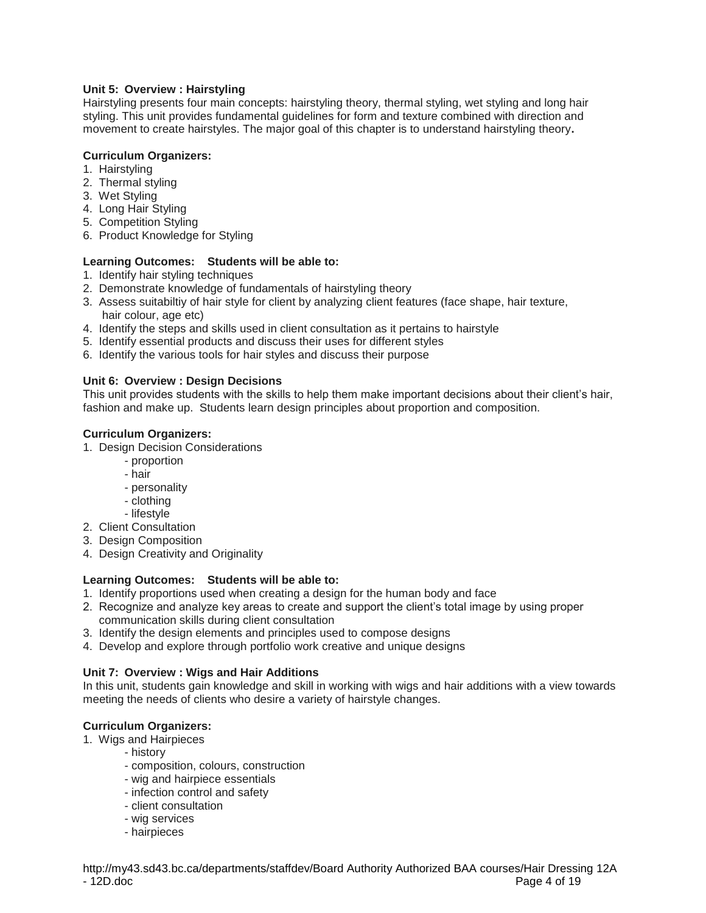**Unit 5: Overview : Hairstyling**
Hairstyling presents four main concepts: hairstyling theory, thermal styling, wet styling and long hair styling. This unit provides fundamental guidelines for form and texture combined with direction and movement to create hairstyles. The major goal of this chapter is to understand hairstyling theory**.**

**Curriculum Organizers:**

1. Hairstyling
2. Thermal styling
3. Wet Styling
4. Long Hair Styling
5. Competition Styling
6. Product Knowledge for Styling

**Learning Outcomes: Students will be able to:**

1. Identify hair styling techniques
2. Demonstrate knowledge of fundamentals of hairstyling theory
3. Assess suitabiltiy of hair style for client by analyzing client features (face shape, hair texture, hair colour, age etc)
4. Identify the steps and skills used in client consultation as it pertains to hairstyle
5. Identify essential products and discuss their uses for different styles
6. Identify the various tools for hair styles and discuss their purpose

**Unit 6: Overview : Design Decisions**
This unit provides students with the skills to help them make important decisions about their client's hair, fashion and make up. Students learn design principles about proportion and composition.

**Curriculum Organizers:**

1. Design Decision Considerations
   - proportion
   - hair
   - personality
   - clothing
   - lifestyle
2. Client Consultation
3. Design Composition
4. Design Creativity and Originality

**Learning Outcomes: Students will be able to:**

1. Identify proportions used when creating a design for the human body and face
2. Recognize and analyze key areas to create and support the client's total image by using proper communication skills during client consultation
3. Identify the design elements and principles used to compose designs
4. Develop and explore through portfolio work creative and unique designs

**Unit 7: Overview : Wigs and Hair Additions**
In this unit, students gain knowledge and skill in working with wigs and hair additions with a view towards meeting the needs of clients who desire a variety of hairstyle changes.

**Curriculum Organizers:**

1. Wigs and Hairpieces
   - history
   - composition, colours, construction
   - wig and hairpiece essentials
   - infection control and safety
   - client consultation
   - wig services
   - hairpieces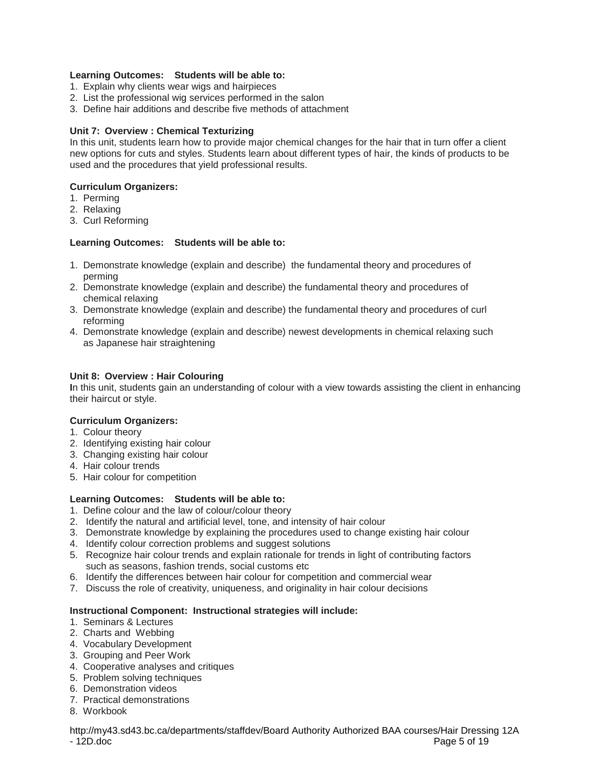**Learning Outcomes: Students will be able to:**

1. Explain why clients wear wigs and hairpieces
2. List the professional wig services performed in the salon
3. Define hair additions and describe five methods of attachment

**Unit 7: Overview : Chemical Texturizing**

In this unit, students learn how to provide major chemical changes for the hair that in turn offer a client new options for cuts and styles. Students learn about different types of hair, the kinds of products to be used and the procedures that yield professional results.

**Curriculum Organizers:**

1. Perming
2. Relaxing
3. Curl Reforming

**Learning Outcomes: Students will be able to:**

1. Demonstrate knowledge (explain and describe) the fundamental theory and procedures of perming
2. Demonstrate knowledge (explain and describe) the fundamental theory and procedures of chemical relaxing
3. Demonstrate knowledge (explain and describe) the fundamental theory and procedures of curl reforming
4. Demonstrate knowledge (explain and describe) newest developments in chemical relaxing such as Japanese hair straightening

**Unit 8: Overview : Hair Colouring**

**I**n this unit, students gain an understanding of colour with a view towards assisting the client in enhancing their haircut or style.

**Curriculum Organizers:**

1. Colour theory
2. Identifying existing hair colour
3. Changing existing hair colour
4. Hair colour trends
5. Hair colour for competition

**Learning Outcomes: Students will be able to:**

1. Define colour and the law of colour/colour theory
2. Identify the natural and artificial level, tone, and intensity of hair colour
3. Demonstrate knowledge by explaining the procedures used to change existing hair colour
4. Identify colour correction problems and suggest solutions
5. Recognize hair colour trends and explain rationale for trends in light of contributing factors such as seasons, fashion trends, social customs etc
6. Identify the differences between hair colour for competition and commercial wear
7. Discuss the role of creativity, uniqueness, and originality in hair colour decisions

**Instructional Component: Instructional strategies will include:**

1. Seminars & Lectures
2. Charts and Webbing
4. Vocabulary Development
3. Grouping and Peer Work
4. Cooperative analyses and critiques
5. Problem solving techniques
6. Demonstration videos
7. Practical demonstrations
8. Workbook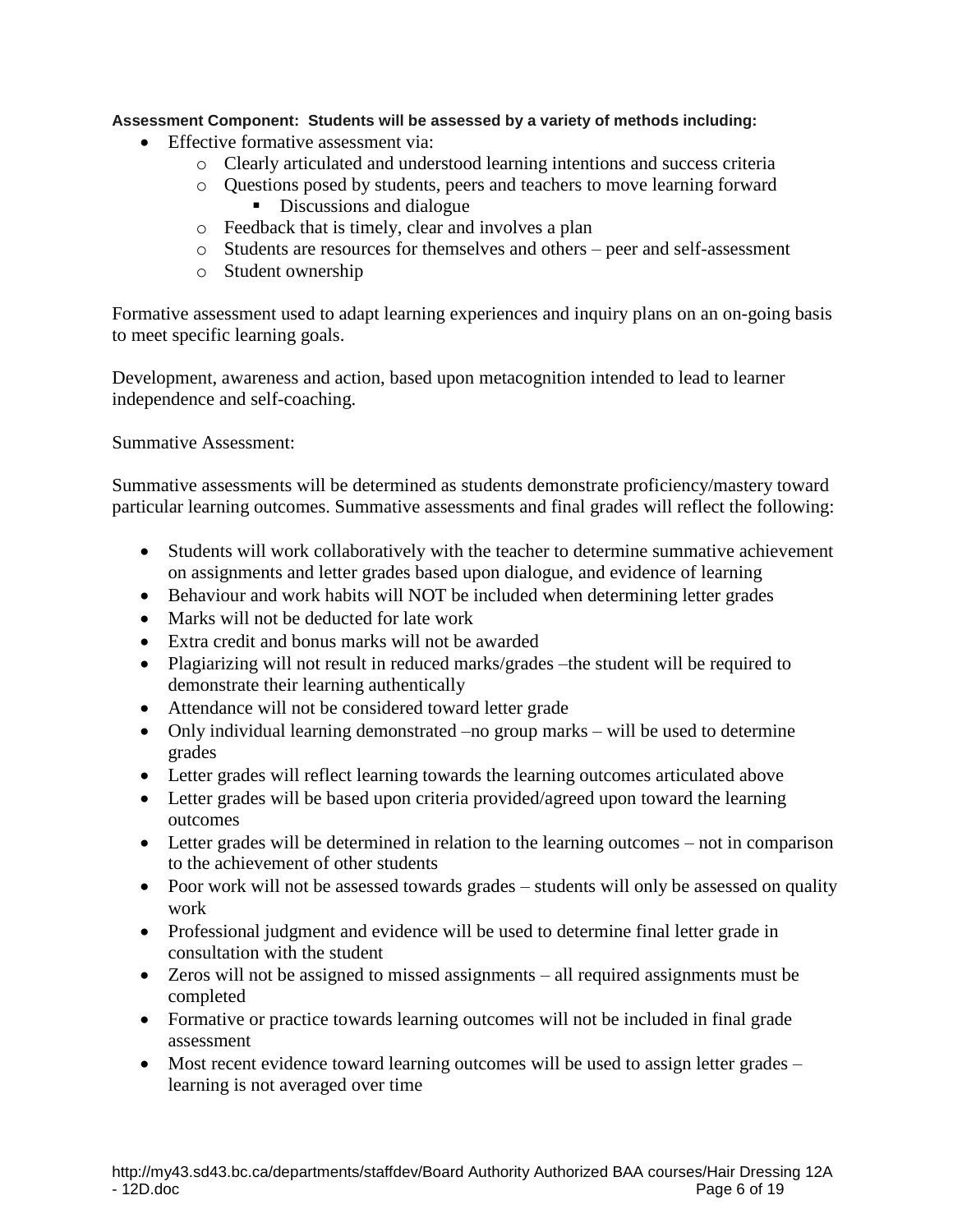**Assessment Component: Students will be assessed by a variety of methods including:**

- Effective formative assessment via:
    - Clearly articulated and understood learning intentions and success criteria
    - Questions posed by students, peers and teachers to move learning forward
        - Discussions and dialogue
    - Feedback that is timely, clear and involves a plan
    - Students are resources for themselves and others – peer and self-assessment
    - Student ownership

Formative assessment used to adapt learning experiences and inquiry plans on an on-going basis to meet specific learning goals.

Development, awareness and action, based upon metacognition intended to lead to learner independence and self-coaching.

Summative Assessment:

Summative assessments will be determined as students demonstrate proficiency/mastery toward particular learning outcomes. Summative assessments and final grades will reflect the following:

- Students will work collaboratively with the teacher to determine summative achievement on assignments and letter grades based upon dialogue, and evidence of learning
- Behaviour and work habits will NOT be included when determining letter grades
- Marks will not be deducted for late work
- Extra credit and bonus marks will not be awarded
- Plagiarizing will not result in reduced marks/grades –the student will be required to demonstrate their learning authentically
- Attendance will not be considered toward letter grade
- Only individual learning demonstrated –no group marks – will be used to determine grades
- Letter grades will reflect learning towards the learning outcomes articulated above
- Letter grades will be based upon criteria provided/agreed upon toward the learning outcomes
- Letter grades will be determined in relation to the learning outcomes – not in comparison to the achievement of other students
- Poor work will not be assessed towards grades – students will only be assessed on quality work
- Professional judgment and evidence will be used to determine final letter grade in consultation with the student
- Zeros will not be assigned to missed assignments – all required assignments must be completed
- Formative or practice towards learning outcomes will not be included in final grade assessment
- Most recent evidence toward learning outcomes will be used to assign letter grades – learning is not averaged over time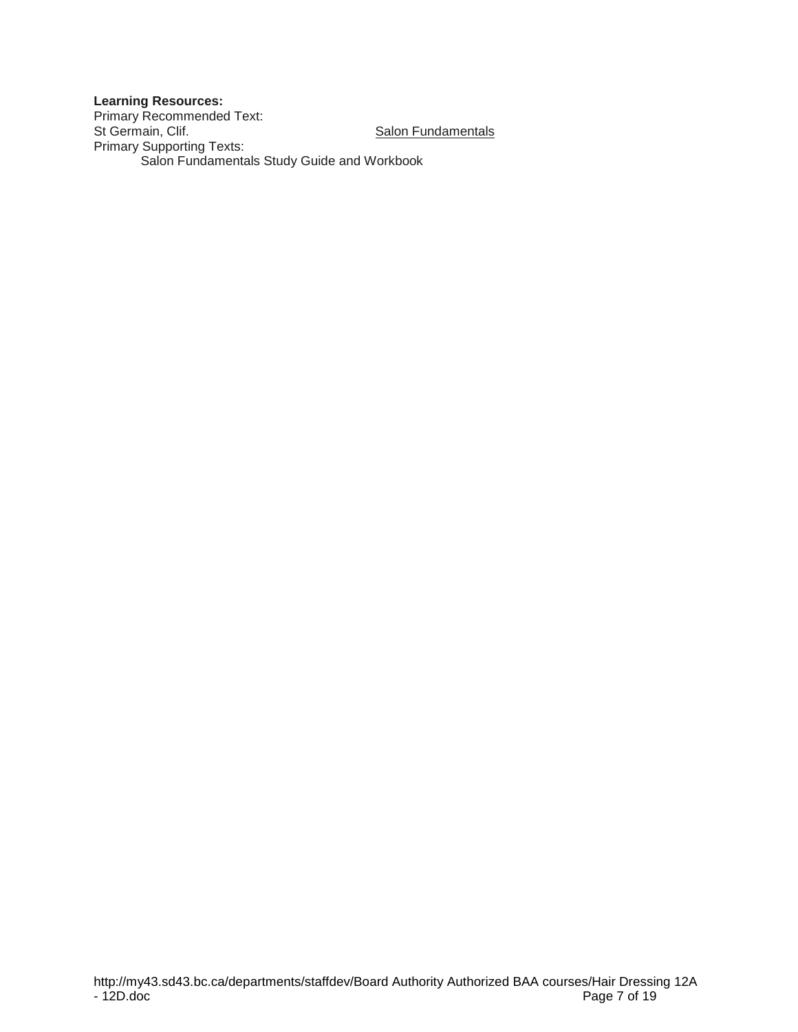**Learning Resources:**

Primary Recommended Text:

St Germain, Clif. <u>Salon Fundamentals</u>

Primary Supporting Texts:

Salon Fundamentals Study Guide and Workbook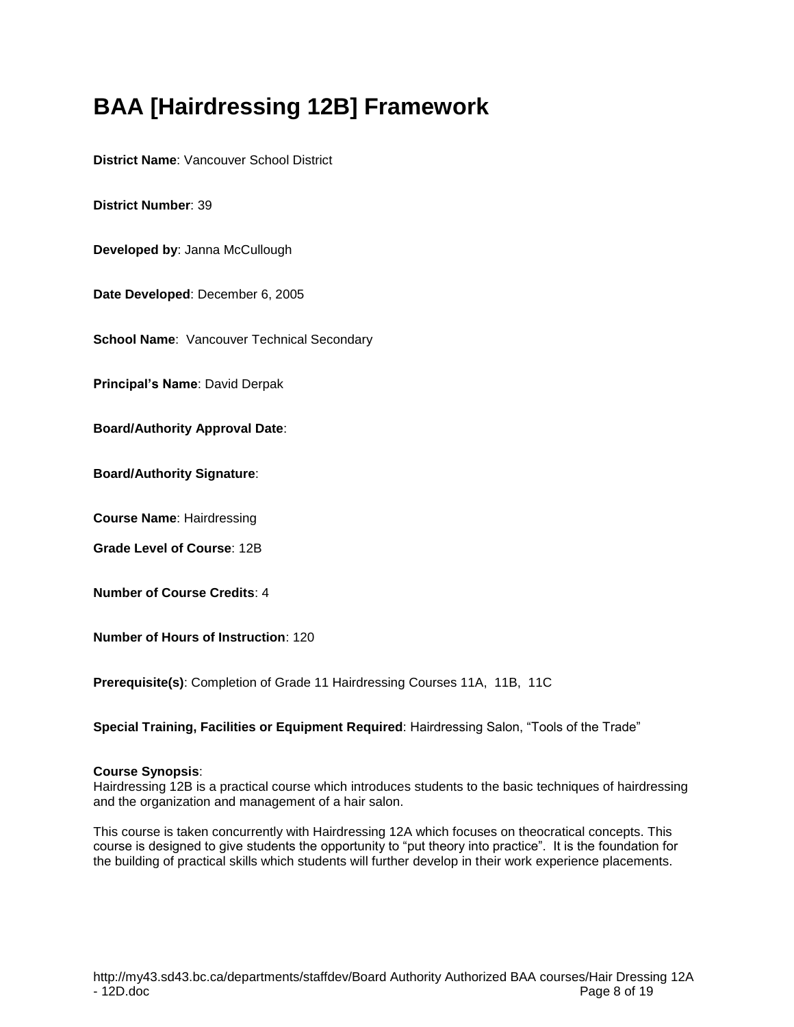# BAA [Hairdressing 12B] Framework

**District Name**: Vancouver School District

**District Number**: 39

**Developed by**: Janna McCullough

**Date Developed**: December 6, 2005

**School Name**: Vancouver Technical Secondary

**Principal's Name**: David Derpak

**Board/Authority Approval Date**:

**Board/Authority Signature**:

**Course Name**: Hairdressing

**Grade Level of Course**: 12B

**Number of Course Credits**: 4

**Number of Hours of Instruction**: 120

**Prerequisite(s)**: Completion of Grade 11 Hairdressing Courses 11A, 11B, 11C

**Special Training, Facilities or Equipment Required**: Hairdressing Salon, "Tools of the Trade"

**Course Synopsis**:
Hairdressing 12B is a practical course which introduces students to the basic techniques of hairdressing and the organization and management of a hair salon.

This course is taken concurrently with Hairdressing 12A which focuses on theocratical concepts. This course is designed to give students the opportunity to "put theory into practice". It is the foundation for the building of practical skills which students will further develop in their work experience placements.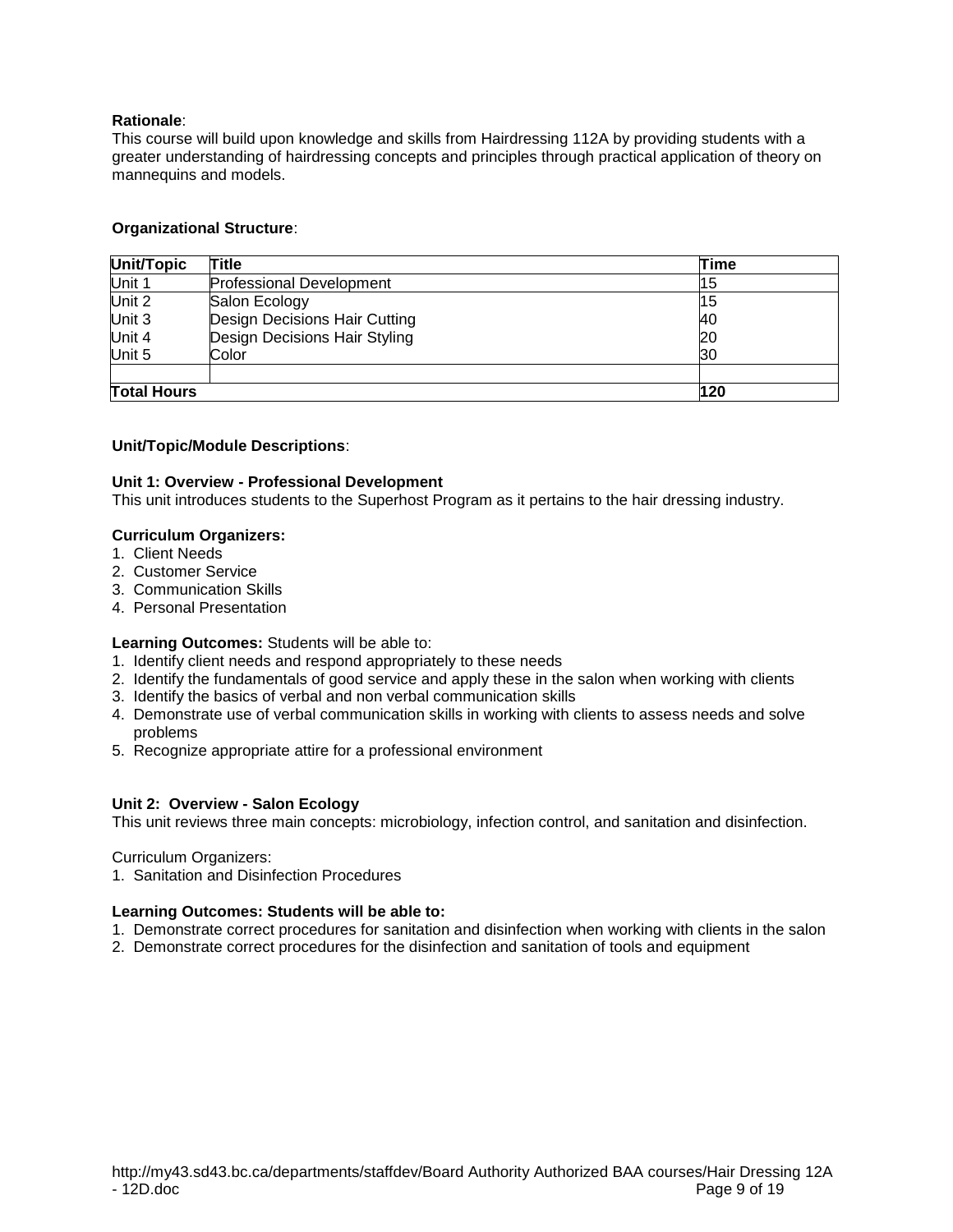**Rationale**:
This course will build upon knowledge and skills from Hairdressing 112A by providing students with a greater understanding of hairdressing concepts and principles through practical application of theory on mannequins and models.

**Organizational Structure**:

| Unit/Topic | Title | Time |
|---|---|---|
| Unit 1 | Professional Development | 15 |
| Unit 2 | Salon Ecology | 15 |
| Unit 3 | Design Decisions Hair Cutting | 40 |
| Unit 4 | Design Decisions Hair Styling | 20 |
| Unit 5 | Color | 30 |
| | | |
| **Total Hours** | | **120** |

**Unit/Topic/Module Descriptions**:

**Unit 1: Overview - Professional Development**
This unit introduces students to the Superhost Program as it pertains to the hair dressing industry.

**Curriculum Organizers:**
1. Client Needs
2. Customer Service
3. Communication Skills
4. Personal Presentation

**Learning Outcomes:** Students will be able to:
1. Identify client needs and respond appropriately to these needs
2. Identify the fundamentals of good service and apply these in the salon when working with clients
3. Identify the basics of verbal and non verbal communication skills
4. Demonstrate use of verbal communication skills in working with clients to assess needs and solve problems
5. Recognize appropriate attire for a professional environment

**Unit 2: Overview - Salon Ecology**
This unit reviews three main concepts: microbiology, infection control, and sanitation and disinfection.

Curriculum Organizers:
1. Sanitation and Disinfection Procedures

**Learning Outcomes: Students will be able to:**
1. Demonstrate correct procedures for sanitation and disinfection when working with clients in the salon
2. Demonstrate correct procedures for the disinfection and sanitation of tools and equipment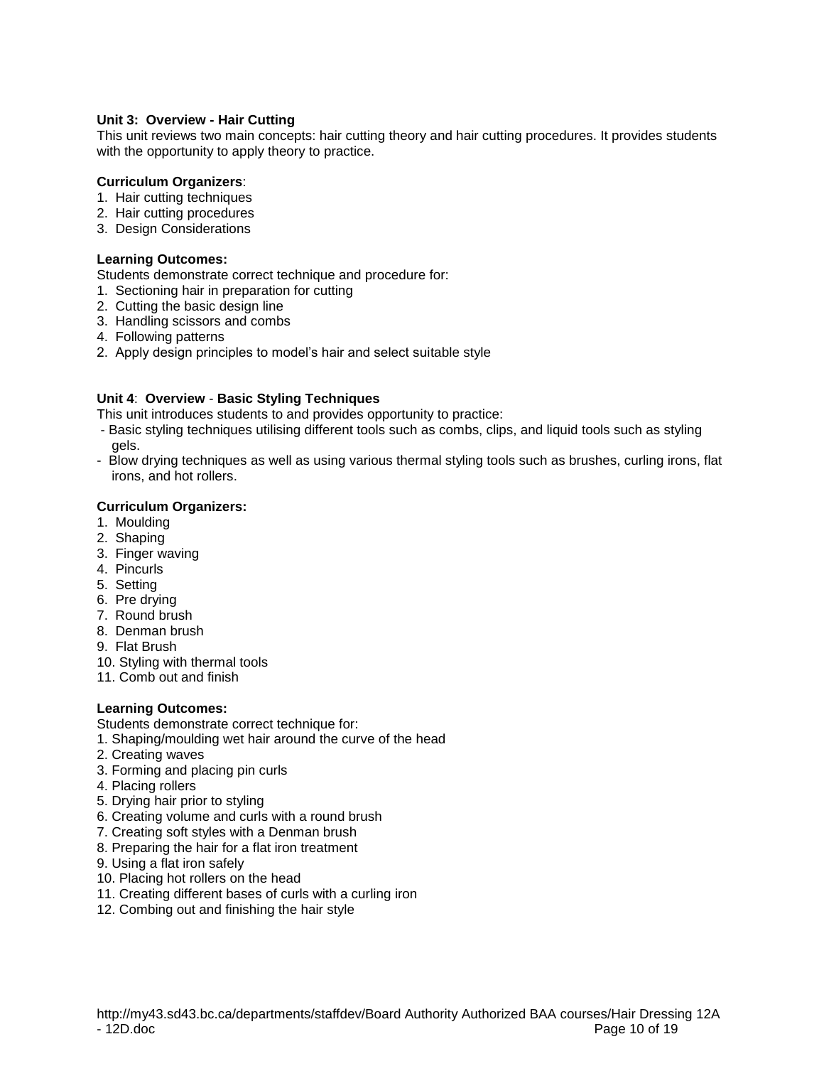**Unit 3: Overview - Hair Cutting**
This unit reviews two main concepts: hair cutting theory and hair cutting procedures. It provides students with the opportunity to apply theory to practice.

**Curriculum Organizers**:
1. Hair cutting techniques
2. Hair cutting procedures
3. Design Considerations

**Learning Outcomes:**
Students demonstrate correct technique and procedure for:
1. Sectioning hair in preparation for cutting
2. Cutting the basic design line
3. Handling scissors and combs
4. Following patterns
2. Apply design principles to model's hair and select suitable style

**Unit 4**: **Overview** - **Basic Styling Techniques**
This unit introduces students to and provides opportunity to practice:
- Basic styling techniques utilising different tools such as combs, clips, and liquid tools such as styling gels.
- Blow drying techniques as well as using various thermal styling tools such as brushes, curling irons, flat irons, and hot rollers.

**Curriculum Organizers:**
1. Moulding
2. Shaping
3. Finger waving
4. Pincurls
5. Setting
6. Pre drying
7. Round brush
8. Denman brush
9. Flat Brush
10. Styling with thermal tools
11. Comb out and finish

**Learning Outcomes:**
Students demonstrate correct technique for:
1. Shaping/moulding wet hair around the curve of the head
2. Creating waves
3. Forming and placing pin curls
4. Placing rollers
5. Drying hair prior to styling
6. Creating volume and curls with a round brush
7. Creating soft styles with a Denman brush
8. Preparing the hair for a flat iron treatment
9. Using a flat iron safely
10. Placing hot rollers on the head
11. Creating different bases of curls with a curling iron
12. Combing out and finishing the hair style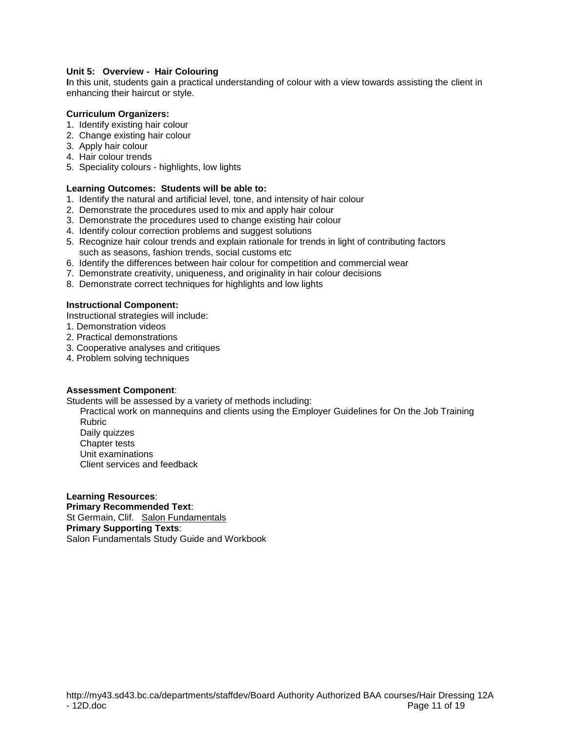**Unit 5: Overview - Hair Colouring**

In this unit, students gain a practical understanding of colour with a view towards assisting the client in enhancing their haircut or style.

**Curriculum Organizers:**

1. Identify existing hair colour
2. Change existing hair colour
3. Apply hair colour
4. Hair colour trends
5. Speciality colours - highlights, low lights

**Learning Outcomes: Students will be able to:**

1. Identify the natural and artificial level, tone, and intensity of hair colour
2. Demonstrate the procedures used to mix and apply hair colour
3. Demonstrate the procedures used to change existing hair colour
4. Identify colour correction problems and suggest solutions
5. Recognize hair colour trends and explain rationale for trends in light of contributing factors such as seasons, fashion trends, social customs etc
6. Identify the differences between hair colour for competition and commercial wear
7. Demonstrate creativity, uniqueness, and originality in hair colour decisions
8. Demonstrate correct techniques for highlights and low lights

**Instructional Component:**

Instructional strategies will include:

1. Demonstration videos
2. Practical demonstrations
3. Cooperative analyses and critiques
4. Problem solving techniques

**Assessment Component**:

Students will be assessed by a variety of methods including:

- Practical work on mannequins and clients using the Employer Guidelines for On the Job Training Rubric
- Daily quizzes
- Chapter tests
- Unit examinations
- Client services and feedback

**Learning Resources**:

**Primary Recommended Text**:

St Germain, Clif. Salon Fundamentals

**Primary Supporting Texts**:

Salon Fundamentals Study Guide and Workbook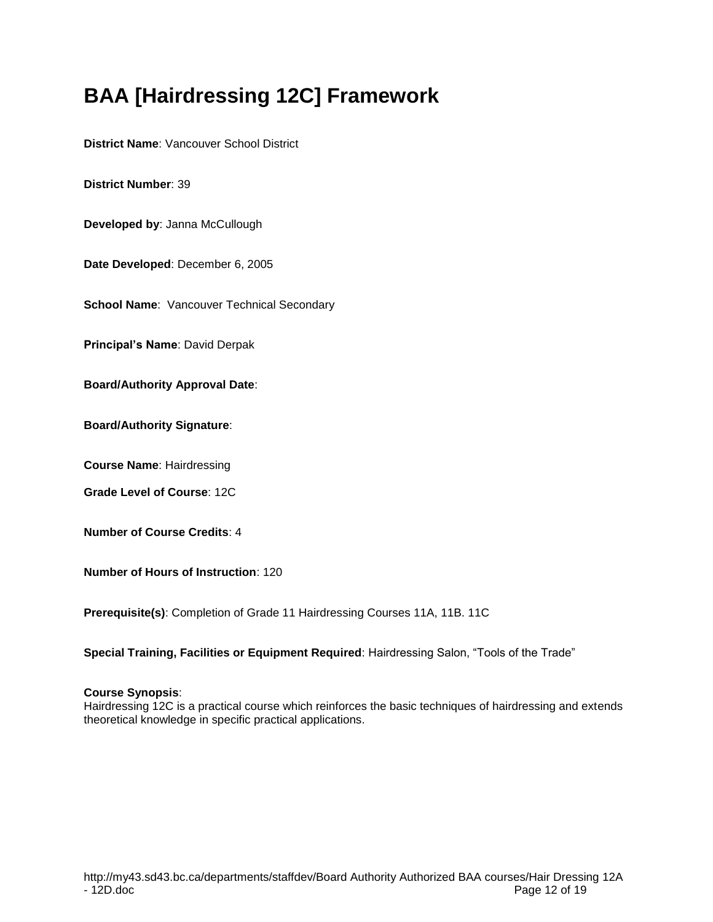# BAA [Hairdressing 12C] Framework

**District Name**: Vancouver School District

**District Number**: 39

**Developed by**: Janna McCullough

**Date Developed**: December 6, 2005

**School Name**: Vancouver Technical Secondary

**Principal's Name**: David Derpak

**Board/Authority Approval Date**:

**Board/Authority Signature**:

**Course Name**: Hairdressing

**Grade Level of Course**: 12C

**Number of Course Credits**: 4

**Number of Hours of Instruction**: 120

**Prerequisite(s)**: Completion of Grade 11 Hairdressing Courses 11A, 11B. 11C

**Special Training, Facilities or Equipment Required**: Hairdressing Salon, "Tools of the Trade"

**Course Synopsis**:
Hairdressing 12C is a practical course which reinforces the basic techniques of hairdressing and extends theoretical knowledge in specific practical applications.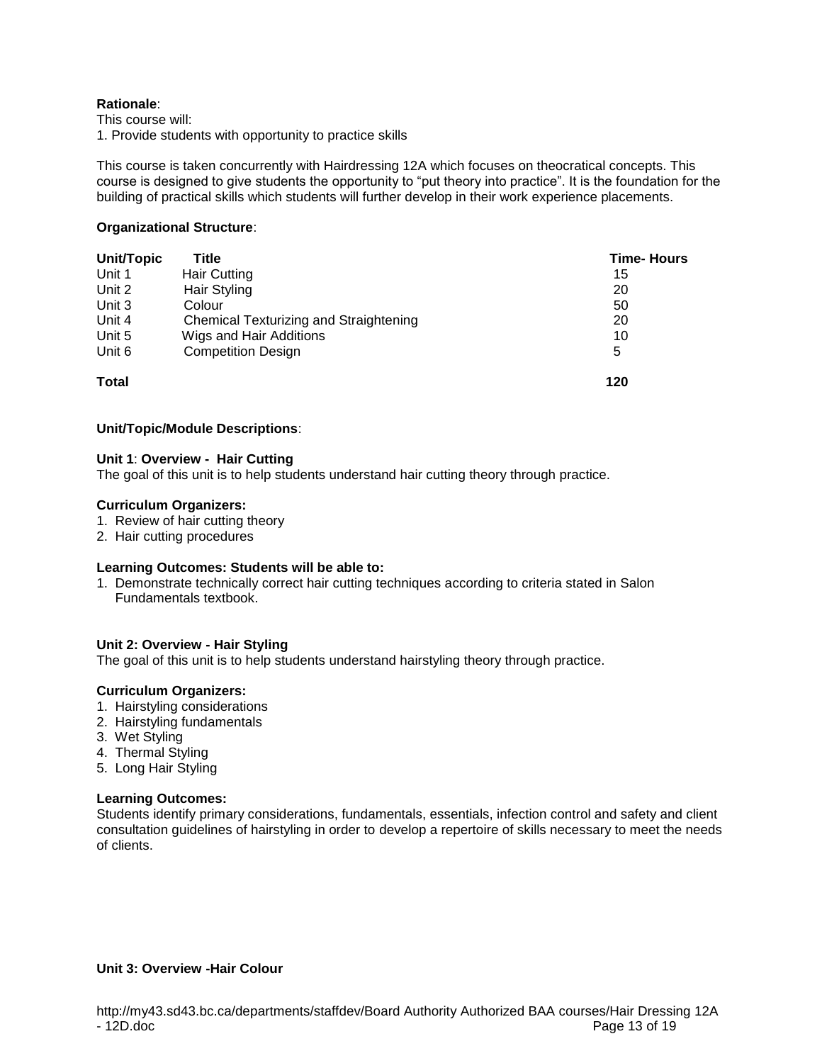**Rationale**:
This course will:
1. Provide students with opportunity to practice skills

This course is taken concurrently with Hairdressing 12A which focuses on theocratical concepts. This course is designed to give students the opportunity to "put theory into practice". It is the foundation for the building of practical skills which students will further develop in their work experience placements.

**Organizational Structure**:

| Unit/Topic | Title | Time- Hours |
|---|---|---|
| Unit 1 | Hair Cutting | 15 |
| Unit 2 | Hair Styling | 20 |
| Unit 3 | Colour | 50 |
| Unit 4 | Chemical Texturizing and Straightening | 20 |
| Unit 5 | Wigs and Hair Additions | 10 |
| Unit 6 | Competition Design | 5 |
| **Total** | | **120** |

**Unit/Topic/Module Descriptions**:

**Unit 1**: **Overview - Hair Cutting**
The goal of this unit is to help students understand hair cutting theory through practice.

**Curriculum Organizers:**
1. Review of hair cutting theory
2. Hair cutting procedures

**Learning Outcomes: Students will be able to:**
1. Demonstrate technically correct hair cutting techniques according to criteria stated in Salon Fundamentals textbook.

**Unit 2: Overview - Hair Styling**
The goal of this unit is to help students understand hairstyling theory through practice.

**Curriculum Organizers:**
1. Hairstyling considerations
2. Hairstyling fundamentals
3. Wet Styling
4. Thermal Styling
5. Long Hair Styling

**Learning Outcomes:**
Students identify primary considerations, fundamentals, essentials, infection control and safety and client consultation guidelines of hairstyling in order to develop a repertoire of skills necessary to meet the needs of clients.

**Unit 3: Overview -Hair Colour**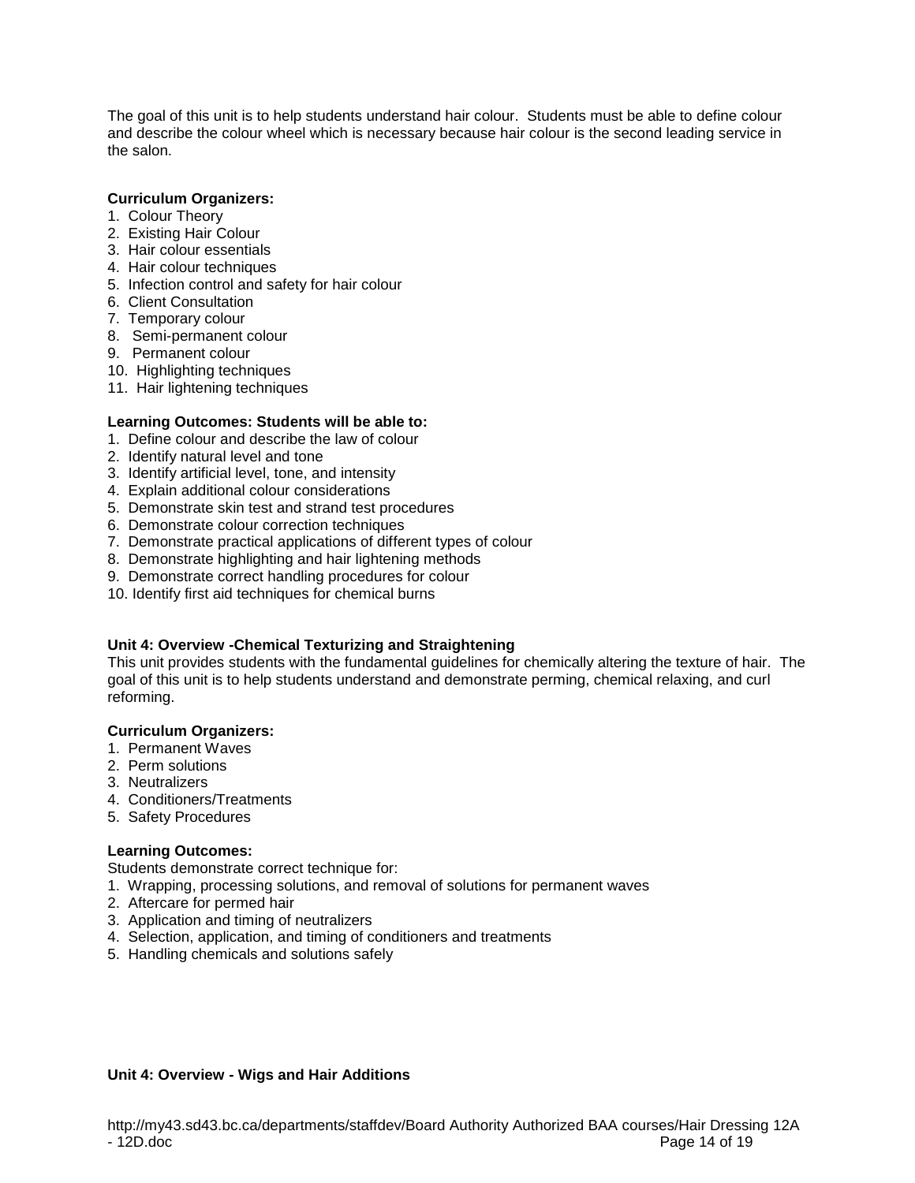The goal of this unit is to help students understand hair colour. Students must be able to define colour and describe the colour wheel which is necessary because hair colour is the second leading service in the salon.

**Curriculum Organizers:**

1. Colour Theory
2. Existing Hair Colour
3. Hair colour essentials
4. Hair colour techniques
5. Infection control and safety for hair colour
6. Client Consultation
7. Temporary colour
8. Semi-permanent colour
9. Permanent colour
10. Highlighting techniques
11. Hair lightening techniques

**Learning Outcomes: Students will be able to:**

1. Define colour and describe the law of colour
2. Identify natural level and tone
3. Identify artificial level, tone, and intensity
4. Explain additional colour considerations
5. Demonstrate skin test and strand test procedures
6. Demonstrate colour correction techniques
7. Demonstrate practical applications of different types of colour
8. Demonstrate highlighting and hair lightening methods
9. Demonstrate correct handling procedures for colour
10. Identify first aid techniques for chemical burns

**Unit 4: Overview -Chemical Texturizing and Straightening**

This unit provides students with the fundamental guidelines for chemically altering the texture of hair. The goal of this unit is to help students understand and demonstrate perming, chemical relaxing, and curl reforming.

**Curriculum Organizers:**

1. Permanent Waves
2. Perm solutions
3. Neutralizers
4. Conditioners/Treatments
5. Safety Procedures

**Learning Outcomes:**

Students demonstrate correct technique for:

1. Wrapping, processing solutions, and removal of solutions for permanent waves
2. Aftercare for permed hair
3. Application and timing of neutralizers
4. Selection, application, and timing of conditioners and treatments
5. Handling chemicals and solutions safely

**Unit 4: Overview - Wigs and Hair Additions**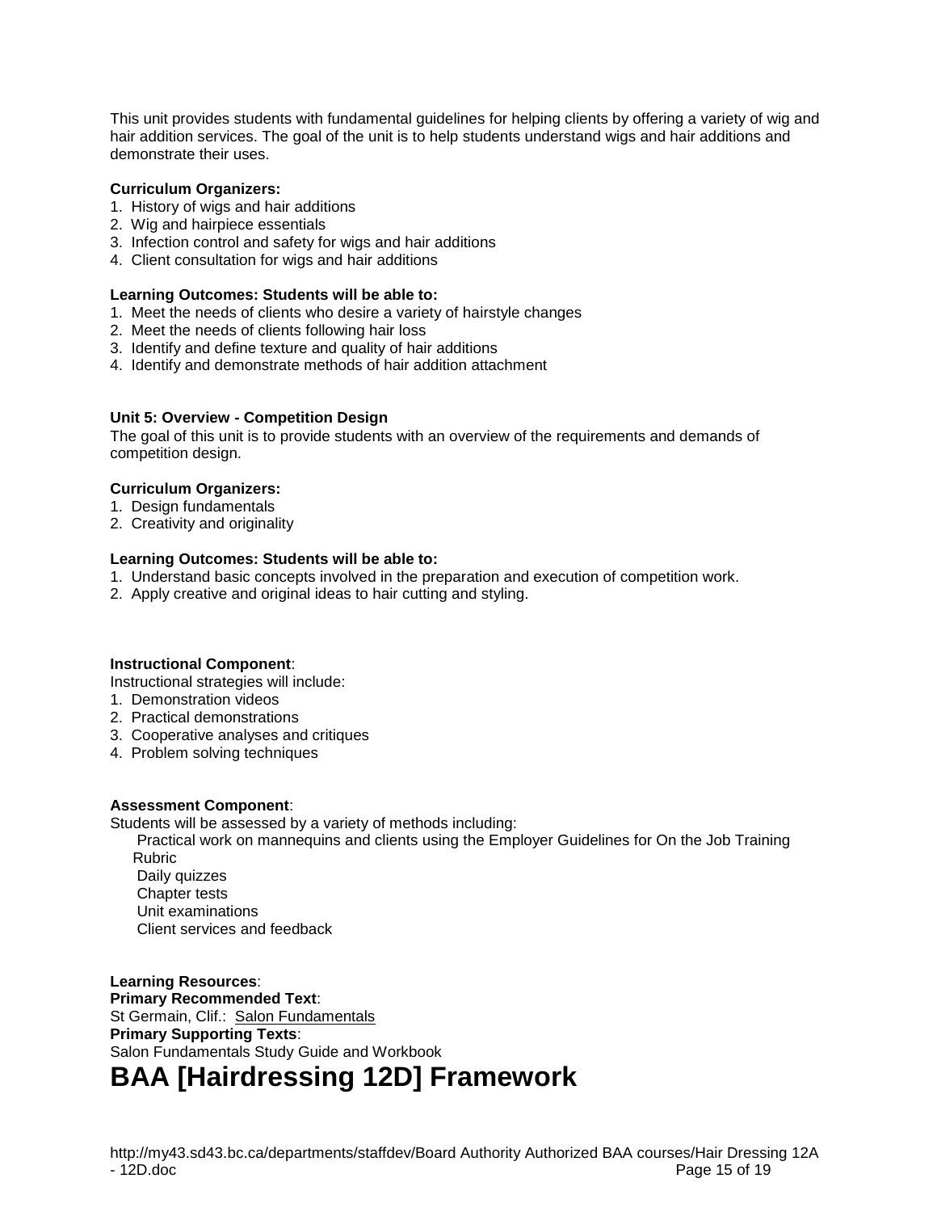This unit provides students with fundamental guidelines for helping clients by offering a variety of wig and hair addition services. The goal of the unit is to help students understand wigs and hair additions and demonstrate their uses.

**Curriculum Organizers:**

1. History of wigs and hair additions
2. Wig and hairpiece essentials
3. Infection control and safety for wigs and hair additions
4. Client consultation for wigs and hair additions

**Learning Outcomes: Students will be able to:**

1. Meet the needs of clients who desire a variety of hairstyle changes
2. Meet the needs of clients following hair loss
3. Identify and define texture and quality of hair additions
4. Identify and demonstrate methods of hair addition attachment

**Unit 5: Overview - Competition Design**

The goal of this unit is to provide students with an overview of the requirements and demands of competition design.

**Curriculum Organizers:**

1. Design fundamentals
2. Creativity and originality

**Learning Outcomes: Students will be able to:**

1. Understand basic concepts involved in the preparation and execution of competition work.
2. Apply creative and original ideas to hair cutting and styling.

**Instructional Component**:

Instructional strategies will include:

1. Demonstration videos
2. Practical demonstrations
3. Cooperative analyses and critiques
4. Problem solving techniques

**Assessment Component**:

Students will be assessed by a variety of methods including:

- Practical work on mannequins and clients using the Employer Guidelines for On the Job Training Rubric
- Daily quizzes
- Chapter tests
- Unit examinations
- Client services and feedback

**Learning Resources**:

**Primary Recommended Text**:

St Germain, Clif.: Salon Fundamentals

**Primary Supporting Texts**:

Salon Fundamentals Study Guide and Workbook

# BAA [Hairdressing 12D] Framework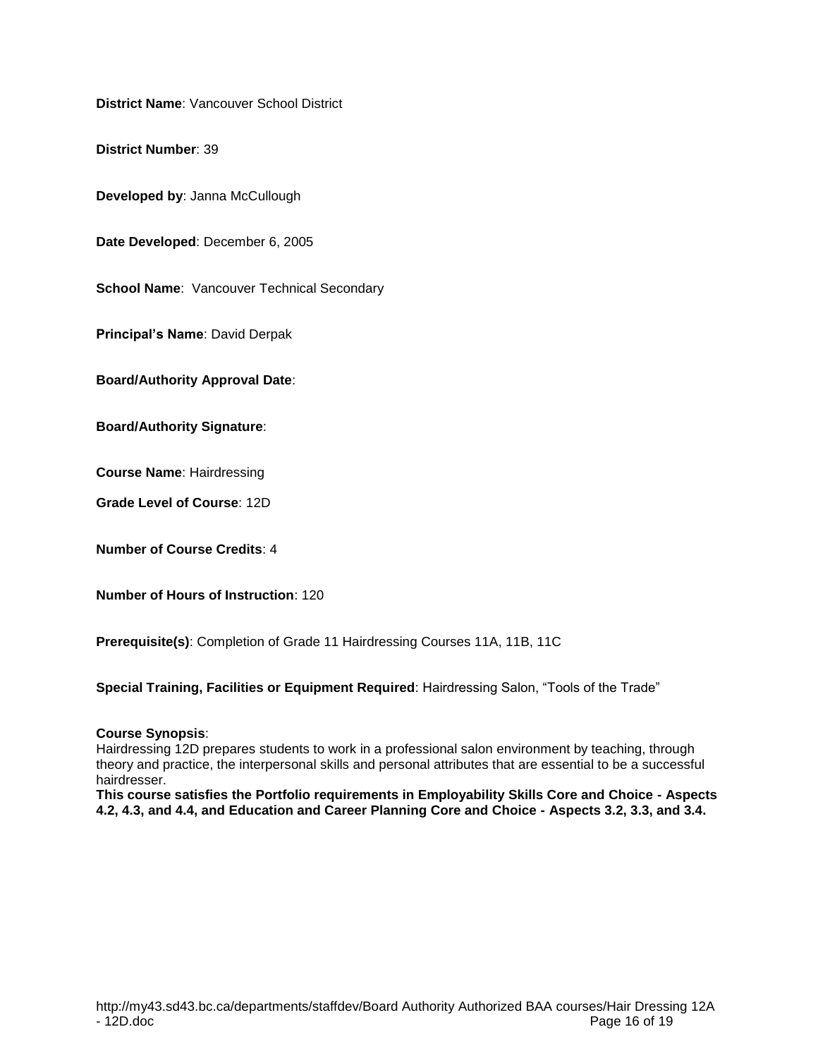**District Name**: Vancouver School District

**District Number**: 39

**Developed by**: Janna McCullough

**Date Developed**: December 6, 2005

**School Name**: Vancouver Technical Secondary

**Principal's Name**: David Derpak

**Board/Authority Approval Date**:

**Board/Authority Signature**:

**Course Name**: Hairdressing

**Grade Level of Course**: 12D

**Number of Course Credits**: 4

**Number of Hours of Instruction**: 120

**Prerequisite(s)**: Completion of Grade 11 Hairdressing Courses 11A, 11B, 11C

**Special Training, Facilities or Equipment Required**: Hairdressing Salon, "Tools of the Trade"

**Course Synopsis**:
Hairdressing 12D prepares students to work in a professional salon environment by teaching, through theory and practice, the interpersonal skills and personal attributes that are essential to be a successful hairdresser.
**This course satisfies the Portfolio requirements in Employability Skills Core and Choice - Aspects 4.2, 4.3, and 4.4, and Education and Career Planning Core and Choice - Aspects 3.2, 3.3, and 3.4.**

http://my43.sd43.bc.ca/departments/staffdev/Board Authority Authorized BAA courses/Hair Dressing 12A - 12D.doc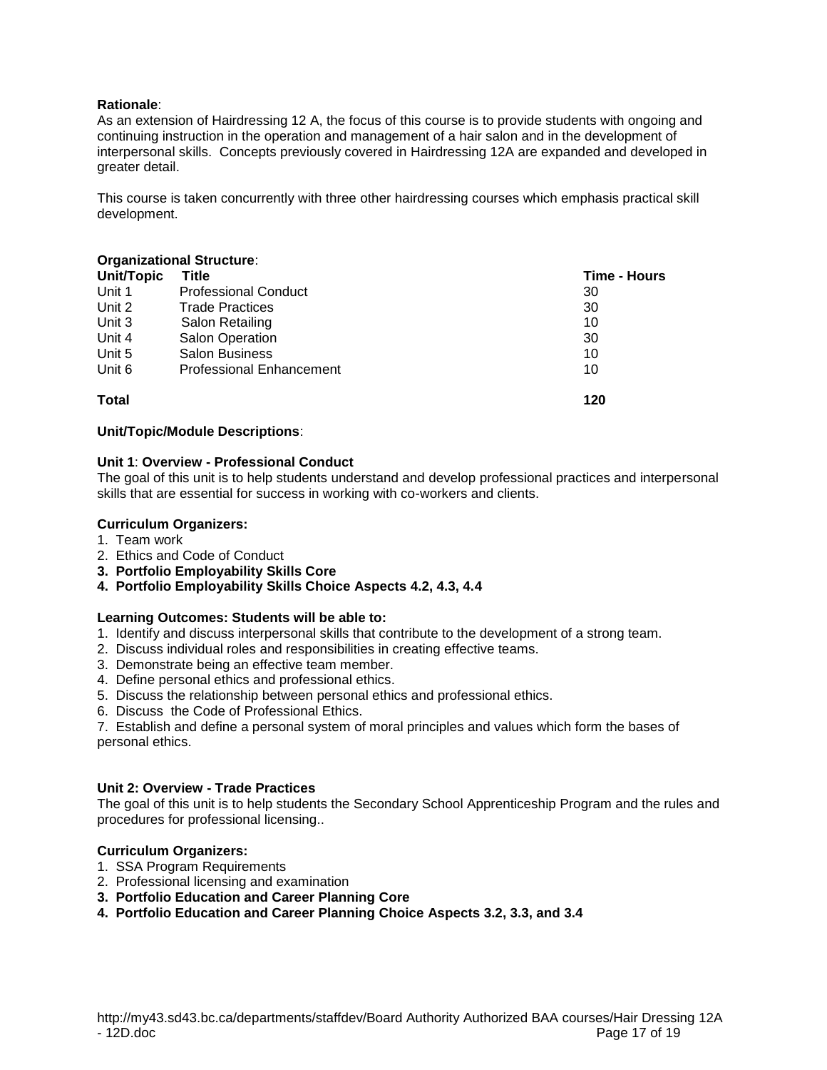**Rationale**:
As an extension of Hairdressing 12 A, the focus of this course is to provide students with ongoing and continuing instruction in the operation and management of a hair salon and in the development of interpersonal skills. Concepts previously covered in Hairdressing 12A are expanded and developed in greater detail.

This course is taken concurrently with three other hairdressing courses which emphasis practical skill development.

**Organizational Structure**:

| Unit/Topic | Title | Time - Hours |
| --- | --- | --- |
| Unit 1 | Professional Conduct | 30 |
| Unit 2 | Trade Practices | 30 |
| Unit 3 | Salon Retailing | 10 |
| Unit 4 | Salon Operation | 30 |
| Unit 5 | Salon Business | 10 |
| Unit 6 | Professional Enhancement | 10 |
| **Total** | | **120** |

**Unit/Topic/Module Descriptions**:

**Unit 1**: **Overview - Professional Conduct**
The goal of this unit is to help students understand and develop professional practices and interpersonal skills that are essential for success in working with co-workers and clients.

**Curriculum Organizers:**
1. Team work
2. Ethics and Code of Conduct
3. **Portfolio Employability Skills Core**
4. **Portfolio Employability Skills Choice Aspects 4.2, 4.3, 4.4**

**Learning Outcomes: Students will be able to:**
1. Identify and discuss interpersonal skills that contribute to the development of a strong team.
2. Discuss individual roles and responsibilities in creating effective teams.
3. Demonstrate being an effective team member.
4. Define personal ethics and professional ethics.
5. Discuss the relationship between personal ethics and professional ethics.
6. Discuss the Code of Professional Ethics.
7. Establish and define a personal system of moral principles and values which form the bases of personal ethics.

**Unit 2: Overview - Trade Practices**
The goal of this unit is to help students the Secondary School Apprenticeship Program and the rules and procedures for professional licensing..

**Curriculum Organizers:**
1. SSA Program Requirements
2. Professional licensing and examination
3. **Portfolio Education and Career Planning Core**
4. **Portfolio Education and Career Planning Choice Aspects 3.2, 3.3, and 3.4**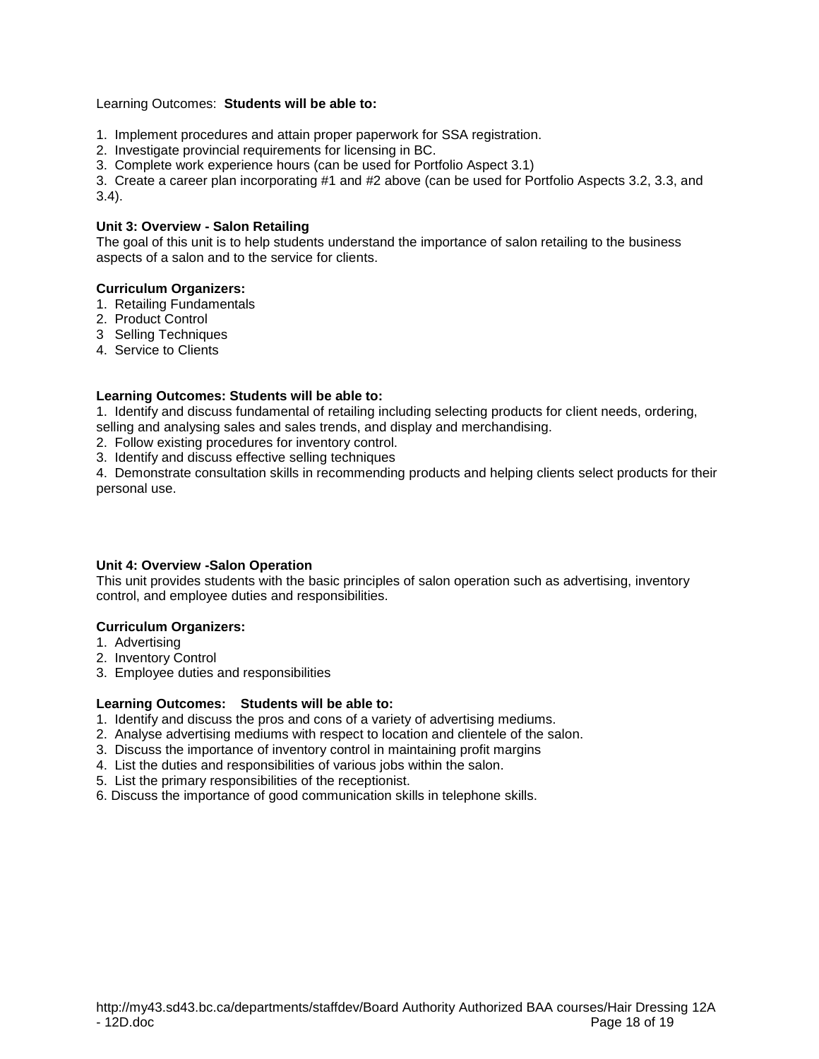Learning Outcomes: **Students will be able to:**

1. Implement procedures and attain proper paperwork for SSA registration.
2. Investigate provincial requirements for licensing in BC.
3. Complete work experience hours (can be used for Portfolio Aspect 3.1)
3. Create a career plan incorporating #1 and #2 above (can be used for Portfolio Aspects 3.2, 3.3, and 3.4).

**Unit 3: Overview - Salon Retailing**

The goal of this unit is to help students understand the importance of salon retailing to the business aspects of a salon and to the service for clients.

**Curriculum Organizers:**

1. Retailing Fundamentals
2. Product Control
3 Selling Techniques
4. Service to Clients

**Learning Outcomes: Students will be able to:**

1. Identify and discuss fundamental of retailing including selecting products for client needs, ordering, selling and analysing sales and sales trends, and display and merchandising.
2. Follow existing procedures for inventory control.
3. Identify and discuss effective selling techniques
4. Demonstrate consultation skills in recommending products and helping clients select products for their personal use.

**Unit 4: Overview -Salon Operation**

This unit provides students with the basic principles of salon operation such as advertising, inventory control, and employee duties and responsibilities.

**Curriculum Organizers:**

1. Advertising
2. Inventory Control
3. Employee duties and responsibilities

**Learning Outcomes: Students will be able to:**

1. Identify and discuss the pros and cons of a variety of advertising mediums.
2. Analyse advertising mediums with respect to location and clientele of the salon.
3. Discuss the importance of inventory control in maintaining profit margins
4. List the duties and responsibilities of various jobs within the salon.
5. List the primary responsibilities of the receptionist.
6. Discuss the importance of good communication skills in telephone skills.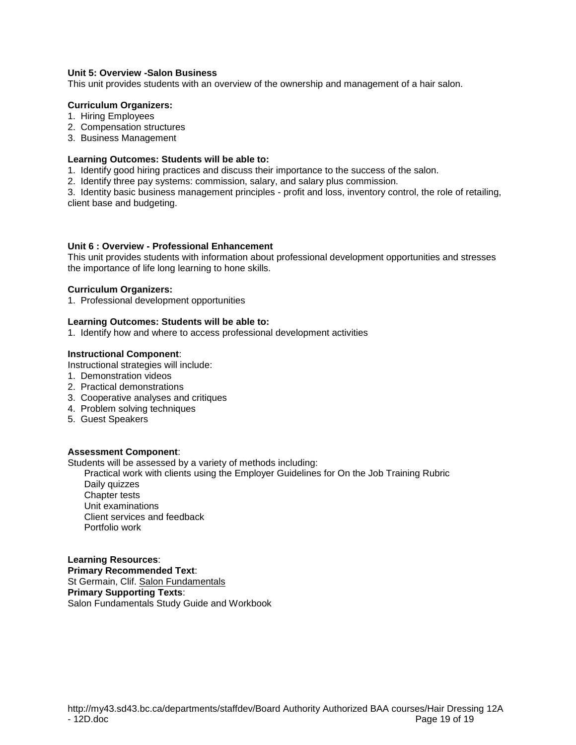**Unit 5: Overview -Salon Business**
This unit provides students with an overview of the ownership and management of a hair salon.

**Curriculum Organizers:**
1. Hiring Employees
2. Compensation structures
3. Business Management

**Learning Outcomes: Students will be able to:**
1. Identify good hiring practices and discuss their importance to the success of the salon.
2. Identify three pay systems: commission, salary, and salary plus commission.
3. Identity basic business management principles - profit and loss, inventory control, the role of retailing, client base and budgeting.

**Unit 6 : Overview - Professional Enhancement**
This unit provides students with information about professional development opportunities and stresses the importance of life long learning to hone skills.

**Curriculum Organizers:**
1. Professional development opportunities

**Learning Outcomes: Students will be able to:**
1. Identify how and where to access professional development activities

**Instructional Component**:
Instructional strategies will include:
1. Demonstration videos
2. Practical demonstrations
3. Cooperative analyses and critiques
4. Problem solving techniques
5. Guest Speakers

**Assessment Component**:
Students will be assessed by a variety of methods including:

Practical work with clients using the Employer Guidelines for On the Job Training Rubric
Daily quizzes
Chapter tests
Unit examinations
Client services and feedback
Portfolio work

**Learning Resources**:
**Primary Recommended Text**:
St Germain, Clif. Salon Fundamentals
**Primary Supporting Texts**:
Salon Fundamentals Study Guide and Workbook

http://my43.sd43.bc.ca/departments/staffdev/Board Authority Authorized BAA courses/Hair Dressing 12A - 12D.doc